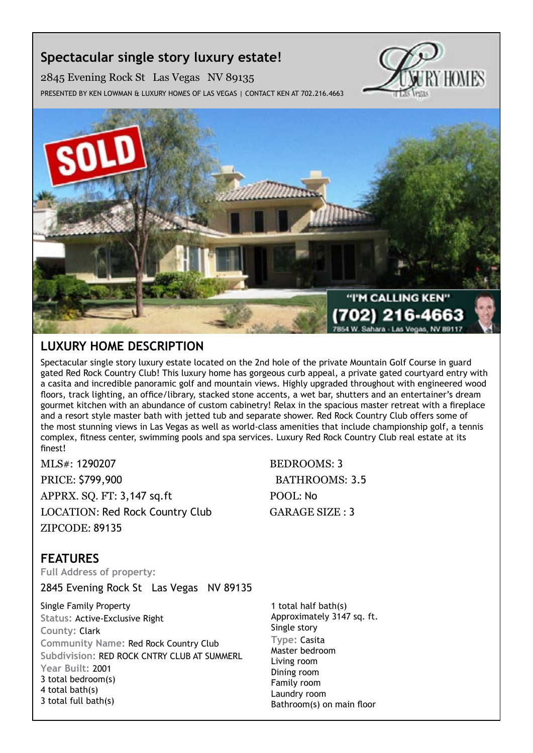# Spectacular single story luxury estate!

2845 Evening Rock St Las Vegas NV 89135

PRESENTED BY KEN LOWMAN & LUXURY HOMES OF LAS VEGAS | CONTACT KEN AT 702.216.4663

## LUXURY HOME DESCRIPTION

Spectacular single story luxury estate located on the 2nd hole of the private Mountain Golf Course in guard gated Red Rock Country Club! This luxury home has gorgeous curb appeal, a private gated courtyard entry with a casita and incredible panoramic golf and mountain views. Highly upgraded throughout with engineered wood floors, track lighting, an office/library, stacked stone accents, a wet bar, shutters and an entertainer's dream gourmet kitchen with an abundance of custom cabinetry! Relax in the spacious master retreat with a fireplace and a resort style master bath with jetted tub and separate shower. Red Rock Country Club offers some of the most stunning views in Las Vegas as well as world-class amenities that include championship golf, a tennis complex, fitness center, swimming pools and spa services. Luxury Red Rock Country Club real estate at its finest!

MLS#: 1290207
PRICE: $799,900
APPRX. SQ. FT: 3,147 sq.ft
LOCATION: Red Rock Country Club
ZIPCODE: 89135

BEDROOMS: 3
BATHROOMS: 3.5
POOL: No
GARAGE SIZE : 3

## FEATURES

**Full Address of property:**

2845 Evening Rock St Las Vegas NV 89135

Single Family Property
**Status:** Active-Exclusive Right
**County:** Clark
**Community Name:** Red Rock Country Club
**Subdivision:** RED ROCK CNTRY CLUB AT SUMMERL
**Year Built:** 2001
3 total bedroom(s)
4 total bath(s)
3 total full bath(s)

1 total half bath(s)
Approximately 3147 sq. ft.
Single story
**Type:** Casita
Master bedroom
Living room
Dining room
Family room
Laundry room
Bathroom(s) on main floor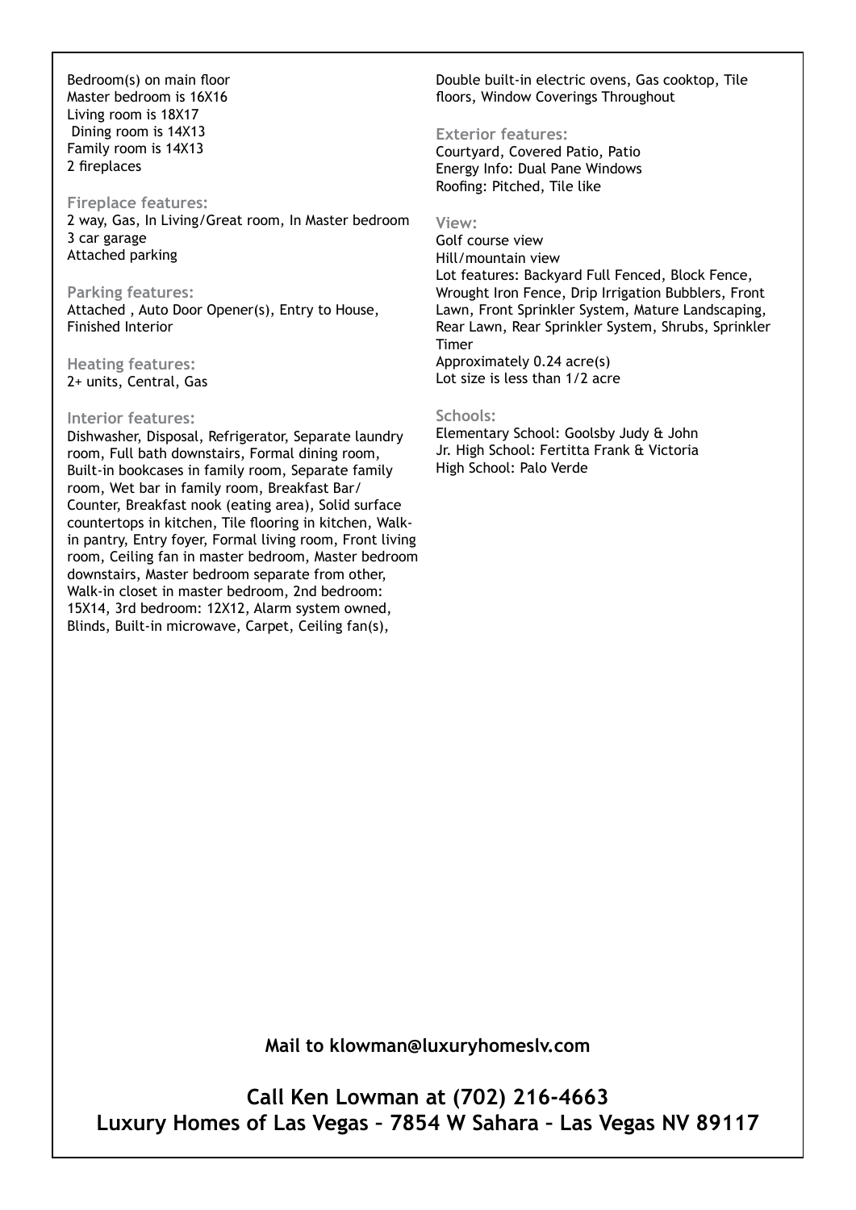Bedroom(s) on main floor
Master bedroom is 16X16
Living room is 18X17
Dining room is 14X13
Family room is 14X13
2 fireplaces

### Fireplace features:

2 way, Gas, In Living/Great room, In Master bedroom
3 car garage
Attached parking

### Parking features:

Attached , Auto Door Opener(s), Entry to House, Finished Interior

### Heating features:

2+ units, Central, Gas

### Interior features:

Dishwasher, Disposal, Refrigerator, Separate laundry room, Full bath downstairs, Formal dining room, Built-in bookcases in family room, Separate family room, Wet bar in family room, Breakfast Bar/ Counter, Breakfast nook (eating area), Solid surface countertops in kitchen, Tile flooring in kitchen, Walk-in pantry, Entry foyer, Formal living room, Front living room, Ceiling fan in master bedroom, Master bedroom downstairs, Master bedroom separate from other, Walk-in closet in master bedroom, 2nd bedroom: 15X14, 3rd bedroom: 12X12, Alarm system owned, Blinds, Built-in microwave, Carpet, Ceiling fan(s), Double built-in electric ovens, Gas cooktop, Tile floors, Window Coverings Throughout

### Exterior features:

Courtyard, Covered Patio, Patio
Energy Info: Dual Pane Windows
Roofing: Pitched, Tile like

### View:

Golf course view
Hill/mountain view
Lot features: Backyard Full Fenced, Block Fence, Wrought Iron Fence, Drip Irrigation Bubblers, Front Lawn, Front Sprinkler System, Mature Landscaping, Rear Lawn, Rear Sprinkler System, Shrubs, Sprinkler Timer
Approximately 0.24 acre(s)
Lot size is less than 1/2 acre

### Schools:

Elementary School: Goolsby Judy & John
Jr. High School: Fertitta Frank & Victoria
High School: Palo Verde

**Mail to klowman@luxuryhomeslv.com**

**Call Ken Lowman at (702) 216-4663**
**Luxury Homes of Las Vegas – 7854 W Sahara – Las Vegas NV 89117**